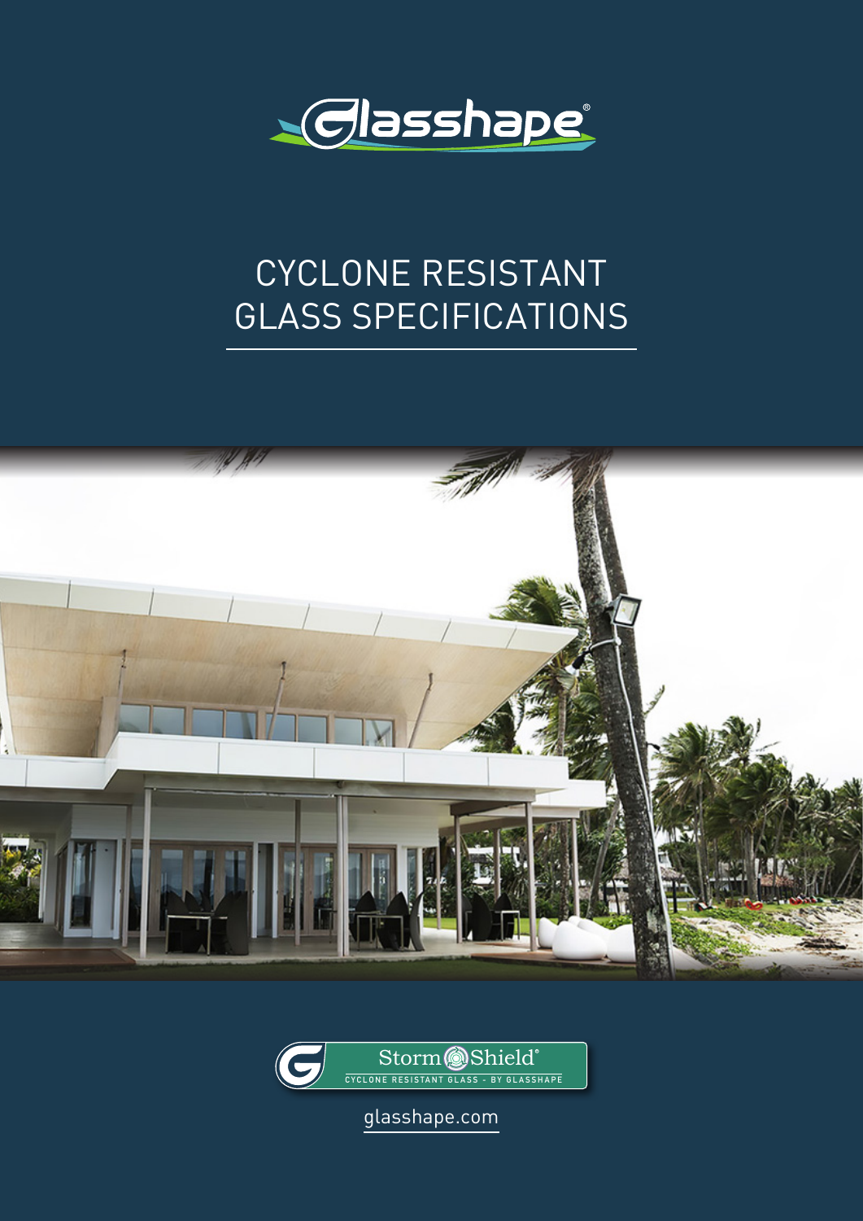Glasshape®

# CYCLONE RESISTANT GLASS SPECIFICATIONS

StormShield®

CYCLONE RESISTANT GLASS - BY GLASSHAPE

glasshape.com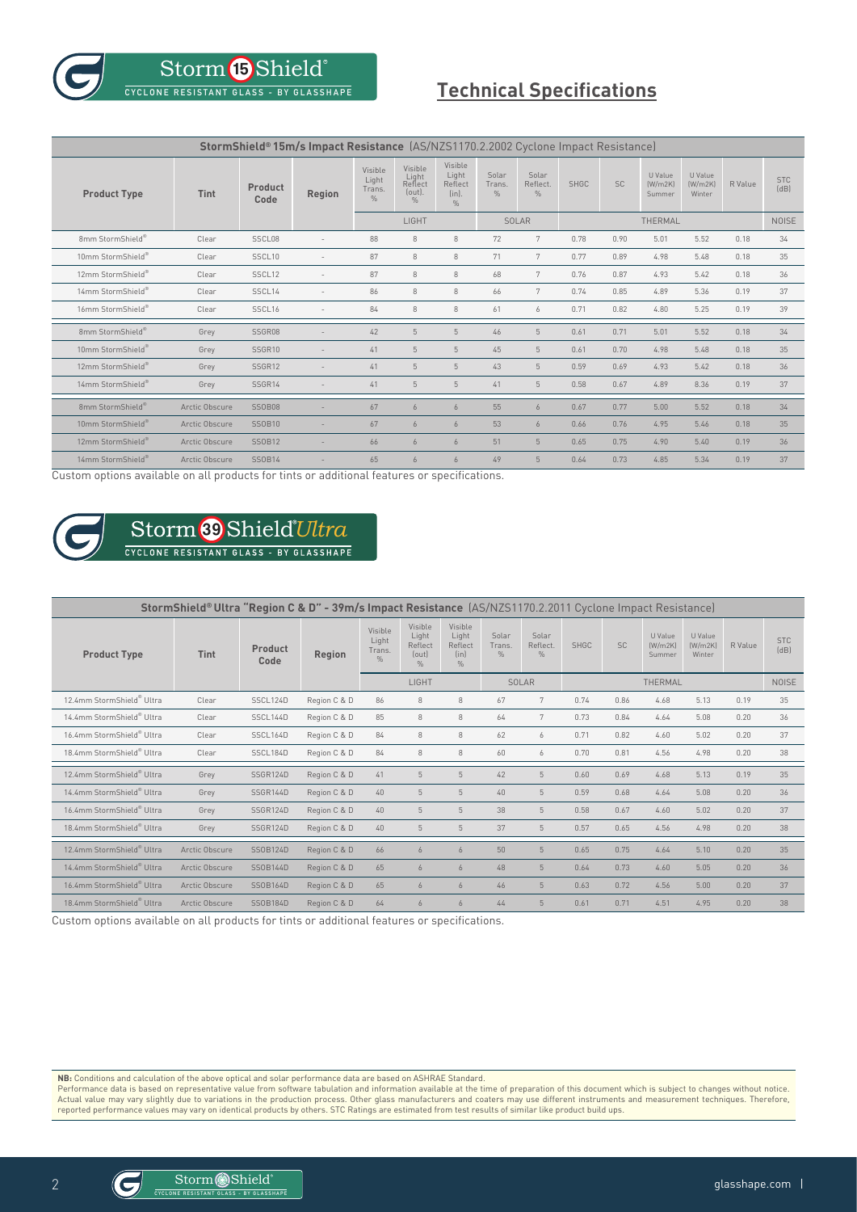# StormShield® Technical Specifications

Storm 15 Shield® — CYCLONE RESISTANT GLASS - BY GLASSHAPE

| StormShield® 15m/s Impact Resistance (AS/NZS1170.2.2002 Cyclone Impact Resistance) | | | | | | | | | | | | | | |
|---|---|---|---|---|---|---|---|---|---|---|---|---|---|---|
| Product Type | Tint | Product Code | Region | Visible Light Trans. % | Visible Light Reflect (out). % | Visible Light Reflect (in). % | Solar Trans. % | Solar Reflect. % | SHGC | SC | U Value (W/m2K) Summer | U Value (W/m2K) Winter | R Value | STC (dB) |
| | | | | LIGHT | | | SOLAR | | THERMAL | | | | | NOISE |
| 8mm StormShield® | Clear | SSCL08 | - | 88 | 8 | 8 | 72 | 7 | 0.78 | 0.90 | 5.01 | 5.52 | 0.18 | 34 |
| 10mm StormShield® | Clear | SSCL10 | - | 87 | 8 | 8 | 71 | 7 | 0.77 | 0.89 | 4.98 | 5.48 | 0.18 | 35 |
| 12mm StormShield® | Clear | SSCL12 | - | 87 | 8 | 8 | 68 | 7 | 0.76 | 0.87 | 4.93 | 5.42 | 0.18 | 36 |
| 14mm StormShield® | Clear | SSCL14 | - | 86 | 8 | 8 | 66 | 7 | 0.74 | 0.85 | 4.89 | 5.36 | 0.19 | 37 |
| 16mm StormShield® | Clear | SSCL16 | - | 84 | 8 | 8 | 61 | 6 | 0.71 | 0.82 | 4.80 | 5.25 | 0.19 | 39 |
| 8mm StormShield® | Grey | SSGR08 | - | 42 | 5 | 5 | 46 | 5 | 0.61 | 0.71 | 5.01 | 5.52 | 0.18 | 34 |
| 10mm StormShield® | Grey | SSGR10 | - | 41 | 5 | 5 | 45 | 5 | 0.61 | 0.70 | 4.98 | 5.48 | 0.18 | 35 |
| 12mm StormShield® | Grey | SSGR12 | - | 41 | 5 | 5 | 43 | 5 | 0.59 | 0.69 | 4.93 | 5.42 | 0.18 | 36 |
| 14mm StormShield® | Grey | SSGR14 | - | 41 | 5 | 5 | 41 | 5 | 0.58 | 0.67 | 4.89 | 8.36 | 0.19 | 37 |
| 8mm StormShield® | Arctic Obscure | SSOB08 | - | 67 | 6 | 6 | 55 | 6 | 0.67 | 0.77 | 5.00 | 5.52 | 0.18 | 34 |
| 10mm StormShield® | Arctic Obscure | SSOB10 | - | 67 | 6 | 6 | 53 | 6 | 0.66 | 0.76 | 4.95 | 5.46 | 0.18 | 35 |
| 12mm StormShield® | Arctic Obscure | SSOB12 | - | 66 | 6 | 6 | 51 | 5 | 0.65 | 0.75 | 4.90 | 5.40 | 0.19 | 36 |
| 14mm StormShield® | Arctic Obscure | SSOB14 | - | 65 | 6 | 6 | 49 | 5 | 0.64 | 0.73 | 4.85 | 5.34 | 0.19 | 37 |

Custom options available on all products for tints or additional features or specifications.

## Storm 39 Shield® *Ultra* — CYCLONE RESISTANT GLASS - BY GLASSHAPE

| StormShield® Ultra "Region C & D" - 39m/s Impact Resistance (AS/NZS1170.2.2011 Cyclone Impact Resistance) | | | | | | | | | | | | | | |
|---|---|---|---|---|---|---|---|---|---|---|---|---|---|---|
| Product Type | Tint | Product Code | Region | Visible Light Trans. % | Visible Light Reflect (out) % | Visible Light Reflect (in) % | Solar Trans. % | Solar Reflect. % | SHGC | SC | U Value (W/m2K) Summer | U Value (W/m2K) Winter | R Value | STC (dB) |
| | | | | LIGHT | | | SOLAR | | THERMAL | | | | | NOISE |
| 12.4mm StormShield® Ultra | Clear | SSCL124D | Region C & D | 86 | 8 | 8 | 67 | 7 | 0.74 | 0.86 | 4.68 | 5.13 | 0.19 | 35 |
| 14.4mm StormShield® Ultra | Clear | SSCL144D | Region C & D | 85 | 8 | 8 | 64 | 7 | 0.73 | 0.84 | 4.64 | 5.08 | 0.20 | 36 |
| 16.4mm StormShield® Ultra | Clear | SSCL164D | Region C & D | 84 | 8 | 8 | 62 | 6 | 0.71 | 0.82 | 4.60 | 5.02 | 0.20 | 37 |
| 18.4mm StormShield® Ultra | Clear | SSCL184D | Region C & D | 84 | 8 | 8 | 60 | 6 | 0.70 | 0.81 | 4.56 | 4.98 | 0.20 | 38 |
| 12.4mm StormShield® Ultra | Grey | SSGR124D | Region C & D | 41 | 5 | 5 | 42 | 5 | 0.60 | 0.69 | 4.68 | 5.13 | 0.19 | 35 |
| 14.4mm StormShield® Ultra | Grey | SSGR144D | Region C & D | 40 | 5 | 5 | 40 | 5 | 0.59 | 0.68 | 4.64 | 5.08 | 0.20 | 36 |
| 16.4mm StormShield® Ultra | Grey | SSGR124D | Region C & D | 40 | 5 | 5 | 38 | 5 | 0.58 | 0.67 | 4.60 | 5.02 | 0.20 | 37 |
| 18.4mm StormShield® Ultra | Grey | SSGR124D | Region C & D | 40 | 5 | 5 | 37 | 5 | 0.57 | 0.65 | 4.56 | 4.98 | 0.20 | 38 |
| 12.4mm StormShield® Ultra | Arctic Obscure | SSOB124D | Region C & D | 66 | 6 | 6 | 50 | 5 | 0.65 | 0.75 | 4.64 | 5.10 | 0.20 | 35 |
| 14.4mm StormShield® Ultra | Arctic Obscure | SSOB144D | Region C & D | 65 | 6 | 6 | 48 | 5 | 0.64 | 0.73 | 4.60 | 5.05 | 0.20 | 36 |
| 16.4mm StormShield® Ultra | Arctic Obscure | SSOB164D | Region C & D | 65 | 6 | 6 | 46 | 5 | 0.63 | 0.72 | 4.56 | 5.00 | 0.20 | 37 |
| 18.4mm StormShield® Ultra | Arctic Obscure | SSOB184D | Region C & D | 64 | 6 | 6 | 44 | 5 | 0.61 | 0.71 | 4.51 | 4.95 | 0.20 | 38 |

Custom options available on all products for tints or additional features or specifications.

**NB:** Conditions and calculation of the above optical and solar performance data are based on ASHRAE Standard.
Performance data is based on representative value from software tabulation and information available at the time of preparation of this document which is subject to changes without notice. Actual value may vary slightly due to variations in the production process. Other glass manufacturers and coaters may use different instruments and measurement techniques. Therefore, reported performance values may vary on identical products by others. STC Ratings are estimated from test results of similar like product build ups.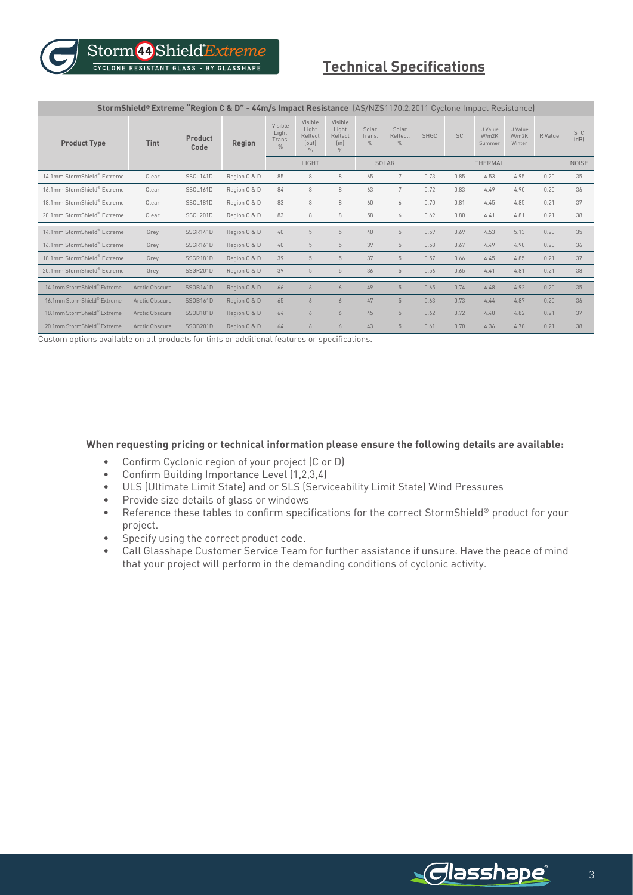## Technical Specifications

| StormShield® Extreme "Region C & D" - 44m/s Impact Resistance (AS/NZS1170.2.2011 Cyclone Impact Resistance) | | | | | | | | | | | | | | |
|---|---|---|---|---|---|---|---|---|---|---|---|---|---|---|
| Product Type | Tint | Product Code | Region | Visible Light Trans. % | Visible Light Reflect (out) % | Visible Light Reflect (in) % | Solar Trans. % | Solar Reflect. % | SHGC | SC | U Value (W/m2K) Summer | U Value (W/m2K) Winter | R Value | STC (dB) |
| | | | | LIGHT | | | SOLAR | | THERMAL | | | | | NOISE |
| 14.1mm StormShield® Extreme | Clear | SSCL141D | Region C & D | 85 | 8 | 8 | 65 | 7 | 0.73 | 0.85 | 4.53 | 4.95 | 0.20 | 35 |
| 16.1mm StormShield® Extreme | Clear | SSCL161D | Region C & D | 84 | 8 | 8 | 63 | 7 | 0.72 | 0.83 | 4.49 | 4.90 | 0.20 | 36 |
| 18.1mm StormShield® Extreme | Clear | SSCL181D | Region C & D | 83 | 8 | 8 | 60 | 6 | 0.70 | 0.81 | 4.45 | 4.85 | 0.21 | 37 |
| 20.1mm StormShield® Extreme | Clear | SSCL201D | Region C & D | 83 | 8 | 8 | 58 | 6 | 0.69 | 0.80 | 4.41 | 4.81 | 0.21 | 38 |
| 14.1mm StormShield® Extreme | Grey | SSGR141D | Region C & D | 40 | 5 | 5 | 40 | 5 | 0.59 | 0.69 | 4.53 | 5.13 | 0.20 | 35 |
| 16.1mm StormShield® Extreme | Grey | SSGR161D | Region C & D | 40 | 5 | 5 | 39 | 5 | 0.58 | 0.67 | 4.49 | 4.90 | 0.20 | 36 |
| 18.1mm StormShield® Extreme | Grey | SSGR181D | Region C & D | 39 | 5 | 5 | 37 | 5 | 0.57 | 0.66 | 4.45 | 4.85 | 0.21 | 37 |
| 20.1mm StormShield® Extreme | Grey | SSGR201D | Region C & D | 39 | 5 | 5 | 36 | 5 | 0.56 | 0.65 | 4.41 | 4.81 | 0.21 | 38 |
| 14.1mm StormShield® Extreme | Arctic Obscure | SSOB141D | Region C & D | 66 | 6 | 6 | 49 | 5 | 0.65 | 0.74 | 4.48 | 4.92 | 0.20 | 35 |
| 16.1mm StormShield® Extreme | Arctic Obscure | SSOB161D | Region C & D | 65 | 6 | 6 | 47 | 5 | 0.63 | 0.73 | 4.44 | 4.87 | 0.20 | 36 |
| 18.1mm StormShield® Extreme | Arctic Obscure | SSOB181D | Region C & D | 64 | 6 | 6 | 45 | 5 | 0.62 | 0.72 | 4.40 | 4.82 | 0.21 | 37 |
| 20.1mm StormShield® Extreme | Arctic Obscure | SSOB201D | Region C & D | 64 | 6 | 6 | 43 | 5 | 0.61 | 0.70 | 4.36 | 4.78 | 0.21 | 38 |

Custom options available on all products for tints or additional features or specifications.

**When requesting pricing or technical information please ensure the following details are available:**

- Confirm Cyclonic region of your project (C or D)
- Confirm Building Importance Level (1,2,3,4)
- ULS (Ultimate Limit State) and or SLS (Serviceability Limit State) Wind Pressures
- Provide size details of glass or windows
- Reference these tables to confirm specifications for the correct StormShield® product for your project.
- Specify using the correct product code.
- Call Glasshape Customer Service Team for further assistance if unsure. Have the peace of mind that your project will perform in the demanding conditions of cyclonic activity.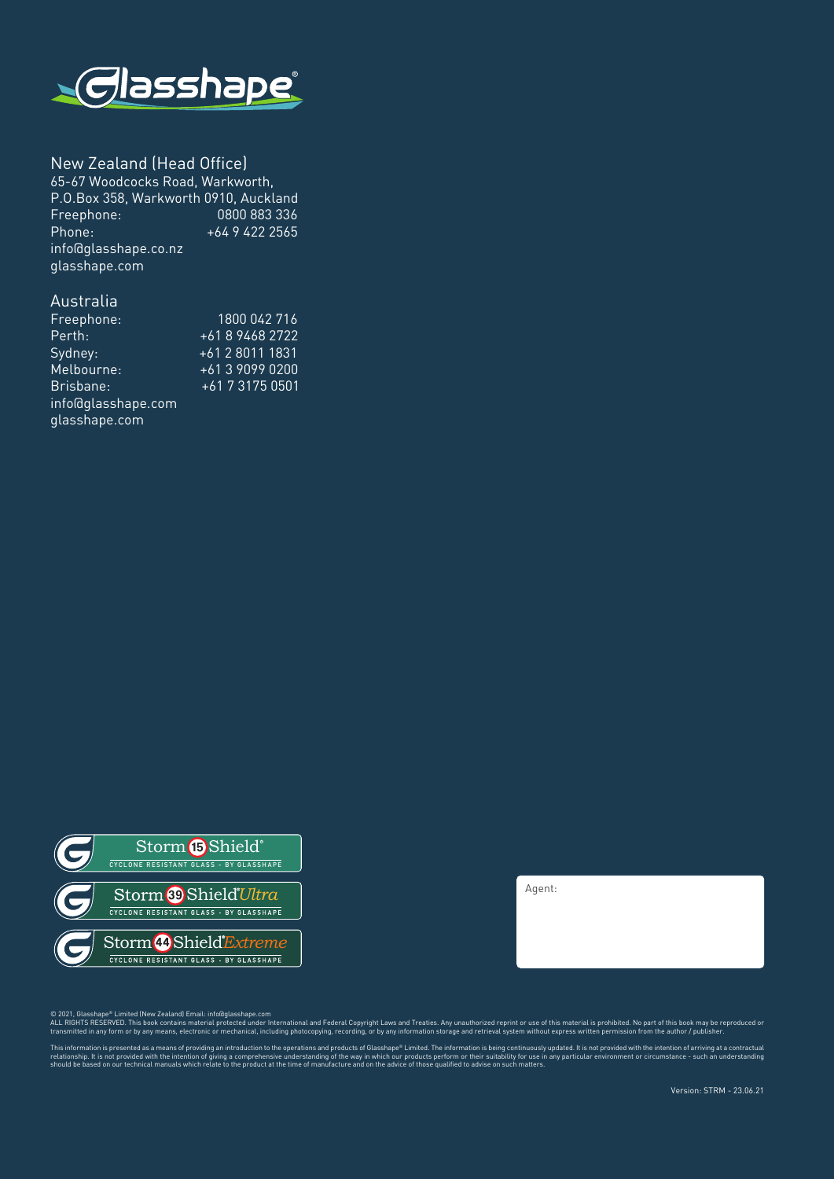Glasshape®

## New Zealand (Head Office)

65-67 Woodcocks Road, Warkworth,
P.O.Box 358, Warkworth 0910, Auckland

| | |
|---|---|
| Freephone: | 0800 883 336 |
| Phone: | +64 9 422 2565 |

info@glasshape.co.nz
glasshape.com

## Australia

| | |
|---|---|
| Freephone: | 1800 042 716 |
| Perth: | +61 8 9468 2722 |
| Sydney: | +61 2 8011 1831 |
| Melbourne: | +61 3 9099 0200 |
| Brisbane: | +61 7 3175 0501 |

info@glasshape.com
glasshape.com

Storm 15 Shield®
CYCLONE RESISTANT GLASS - BY GLASSHAPE

Storm 39 Shield® *Ultra*
CYCLONE RESISTANT GLASS - BY GLASSHAPE

Storm 44 Shield® *Extreme*
CYCLONE RESISTANT GLASS - BY GLASSHAPE

Agent:

© 2021, Glasshape® Limited (New Zealand) Email: info@glasshape.com
ALL RIGHTS RESERVED. This book contains material protected under International and Federal Copyright Laws and Treaties. Any unauthorized reprint or use of this material is prohibited. No part of this book may be reproduced or transmitted in any form or by any means, electronic or mechanical, including photocopying, recording, or by any information storage and retrieval system without express written permission from the author / publisher.

This information is presented as a means of providing an introduction to the operations and products of Glasshape® Limited. The information is being continuously updated. It is not provided with the intention of arriving at a contractual relationship. It is not provided with the intention of giving a comprehensive understanding of the way in which our products perform or their suitability for use in any particular environment or circumstance - such an understanding should be based on our technical manuals which relate to the product at the time of manufacture and on the advice of those qualified to advise on such matters.

Version: STRM - 23.06.21